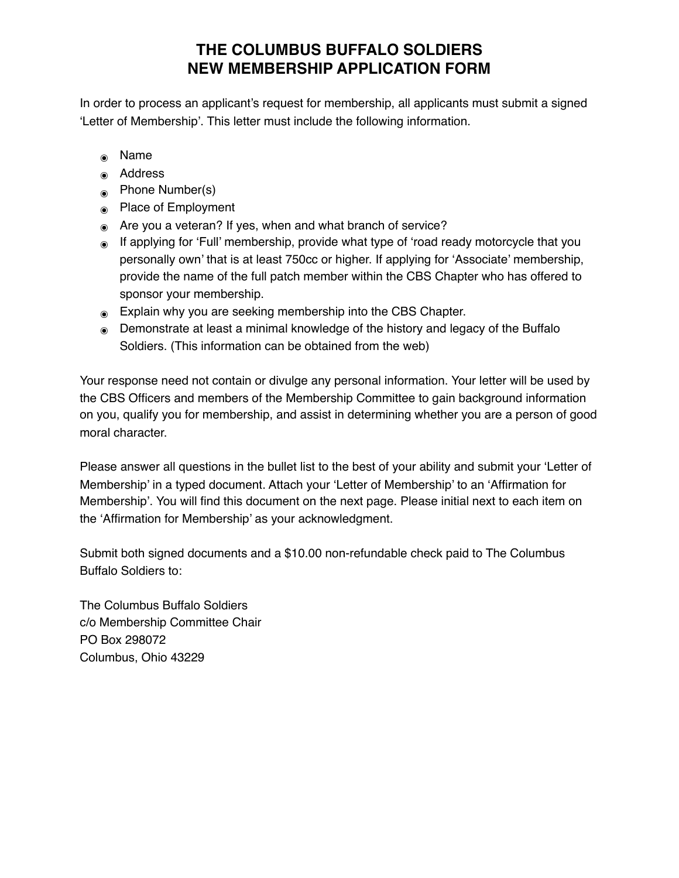# THE COLUMBUS BUFFALO SOLDIERS
# NEW MEMBERSHIP APPLICATION FORM

In order to process an applicant's request for membership, all applicants must submit a signed 'Letter of Membership'. This letter must include the following information.

- Name
- Address
- Phone Number(s)
- Place of Employment
- Are you a veteran? If yes, when and what branch of service?
- If applying for 'Full' membership, provide what type of 'road ready motorcycle that you personally own' that is at least 750cc or higher. If applying for 'Associate' membership, provide the name of the full patch member within the CBS Chapter who has offered to sponsor your membership.
- Explain why you are seeking membership into the CBS Chapter.
- Demonstrate at least a minimal knowledge of the history and legacy of the Buffalo Soldiers. (This information can be obtained from the web)

Your response need not contain or divulge any personal information. Your letter will be used by the CBS Officers and members of the Membership Committee to gain background information on you, qualify you for membership, and assist in determining whether you are a person of good moral character.

Please answer all questions in the bullet list to the best of your ability and submit your 'Letter of Membership' in a typed document. Attach your 'Letter of Membership' to an 'Affirmation for Membership'. You will find this document on the next page. Please initial next to each item on the 'Affirmation for Membership' as your acknowledgment.

Submit both signed documents and a $10.00 non-refundable check paid to The Columbus Buffalo Soldiers to:

The Columbus Buffalo Soldiers
c/o Membership Committee Chair
PO Box 298072
Columbus, Ohio 43229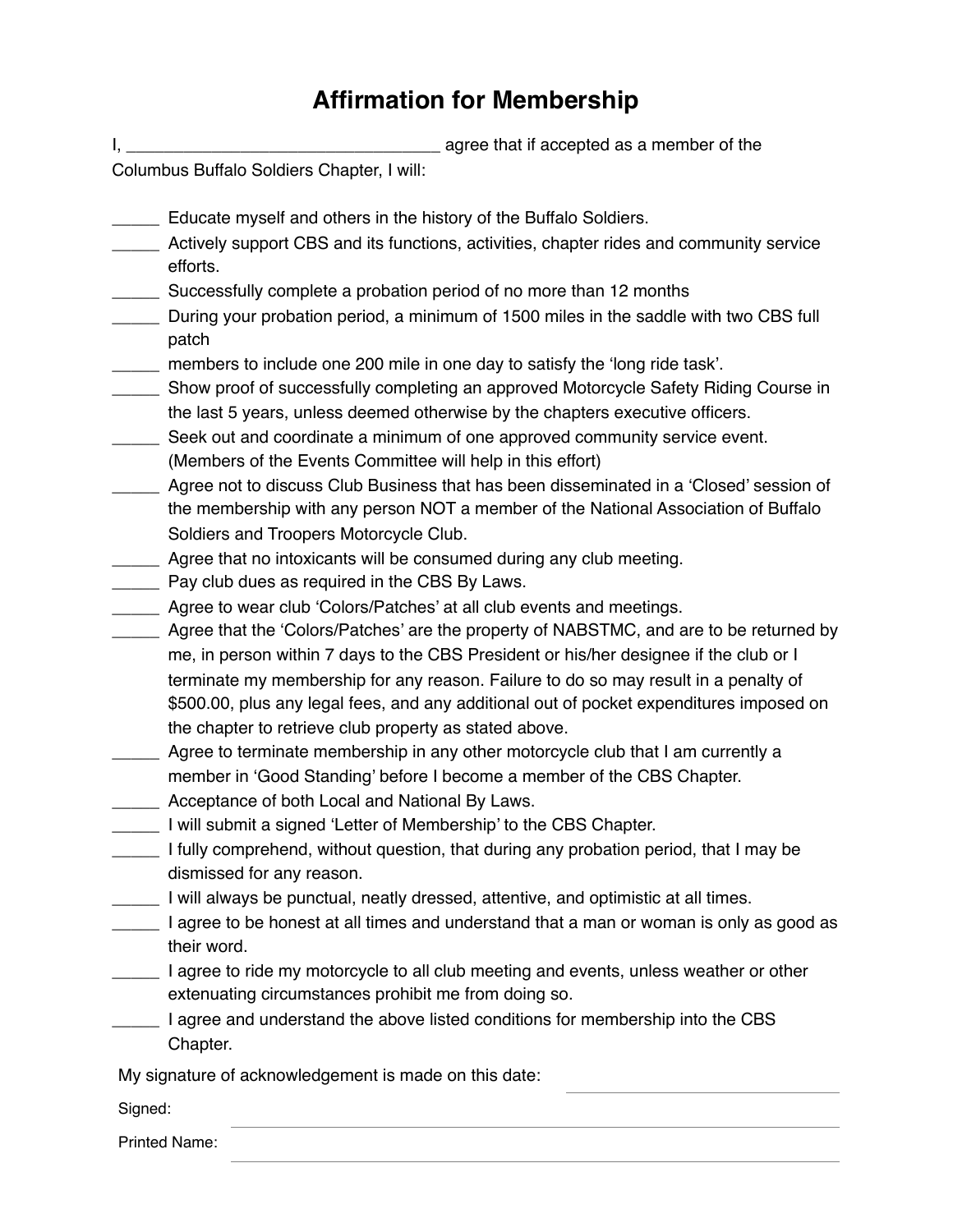# Affirmation for Membership

I, ________________________________ agree that if accepted as a member of the Columbus Buffalo Soldiers Chapter, I will:

_____ Educate myself and others in the history of the Buffalo Soldiers.
_____ Actively support CBS and its functions, activities, chapter rides and community service efforts.
_____ Successfully complete a probation period of no more than 12 months
_____ During your probation period, a minimum of 1500 miles in the saddle with two CBS full patch
_____ members to include one 200 mile in one day to satisfy the 'long ride task'.
_____ Show proof of successfully completing an approved Motorcycle Safety Riding Course in the last 5 years, unless deemed otherwise by the chapters executive officers.
_____ Seek out and coordinate a minimum of one approved community service event. (Members of the Events Committee will help in this effort)
_____ Agree not to discuss Club Business that has been disseminated in a 'Closed' session of the membership with any person NOT a member of the National Association of Buffalo Soldiers and Troopers Motorcycle Club.
_____ Agree that no intoxicants will be consumed during any club meeting.
_____ Pay club dues as required in the CBS By Laws.
_____ Agree to wear club 'Colors/Patches' at all club events and meetings.
_____ Agree that the 'Colors/Patches' are the property of NABSTMC, and are to be returned by me, in person within 7 days to the CBS President or his/her designee if the club or I terminate my membership for any reason. Failure to do so may result in a penalty of $500.00, plus any legal fees, and any additional out of pocket expenditures imposed on the chapter to retrieve club property as stated above.
_____ Agree to terminate membership in any other motorcycle club that I am currently a member in 'Good Standing' before I become a member of the CBS Chapter.
_____ Acceptance of both Local and National By Laws.
_____ I will submit a signed 'Letter of Membership' to the CBS Chapter.
_____ I fully comprehend, without question, that during any probation period, that I may be dismissed for any reason.
_____ I will always be punctual, neatly dressed, attentive, and optimistic at all times.
_____ I agree to be honest at all times and understand that a man or woman is only as good as their word.
_____ I agree to ride my motorcycle to all club meeting and events, unless weather or other extenuating circumstances prohibit me from doing so.
_____ I agree and understand the above listed conditions for membership into the CBS Chapter.

My signature of acknowledgement is made on this date: ______________________

Signed: ______________________

Printed Name: ______________________